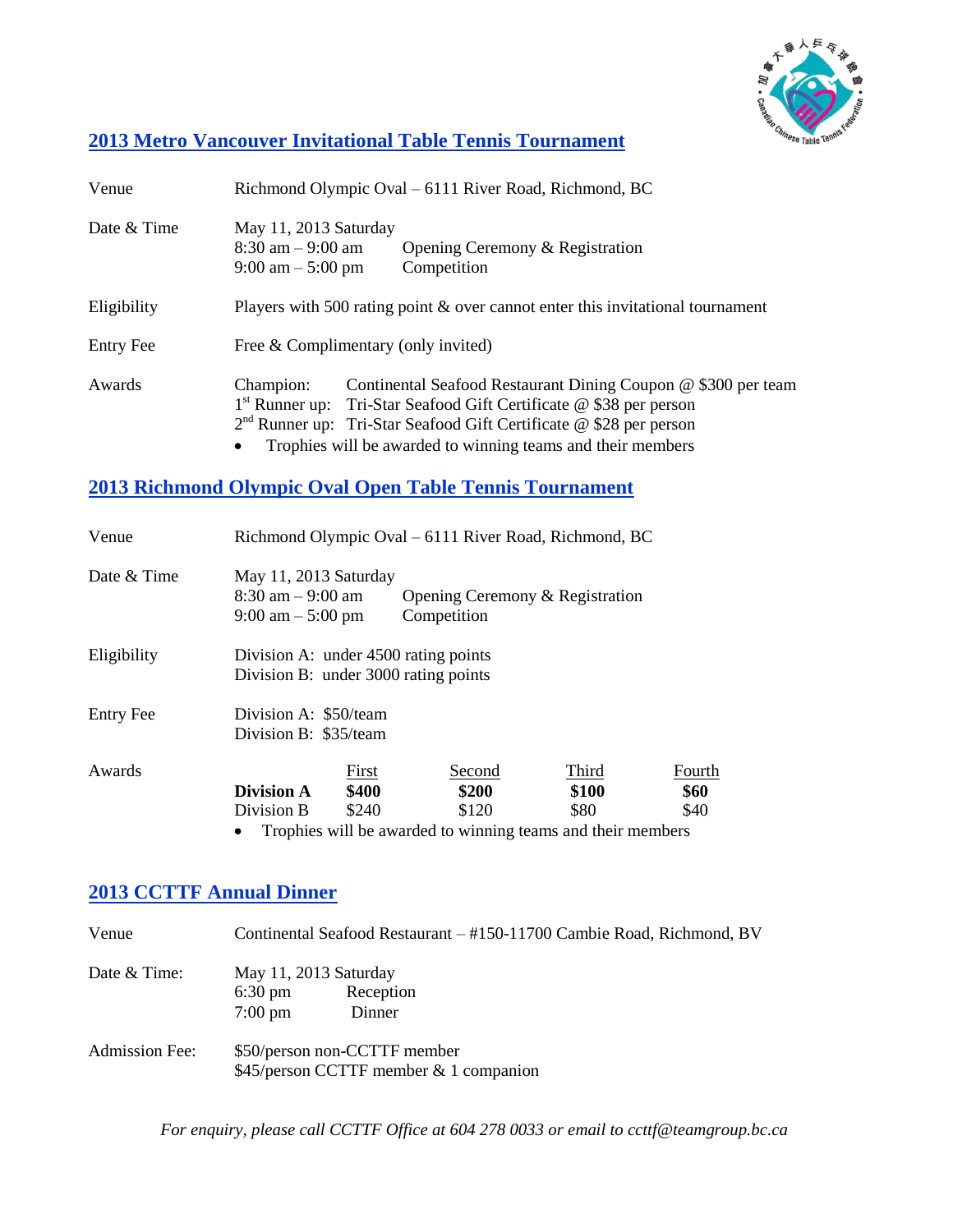## 2013 Metro Vancouver Invitational Table Tennis Tournament

| | |
|---|---|
| Venue | Richmond Olympic Oval – 6111 River Road, Richmond, BC |
| Date & Time | May 11, 2013 Saturday<br>8:30 am – 9:00 am Opening Ceremony & Registration<br>9:00 am – 5:00 pm Competition |
| Eligibility | Players with 500 rating point & over cannot enter this invitational tournament |
| Entry Fee | Free & Complimentary (only invited) |
| Awards | Champion: Continental Seafood Restaurant Dining Coupon @ $300 per team<br>1st Runner up: Tri-Star Seafood Gift Certificate @ $38 per person<br>2nd Runner up: Tri-Star Seafood Gift Certificate @ $28 per person<br>• Trophies will be awarded to winning teams and their members |

## 2013 Richmond Olympic Oval Open Table Tennis Tournament

| | |
|---|---|
| Venue | Richmond Olympic Oval – 6111 River Road, Richmond, BC |
| Date & Time | May 11, 2013 Saturday<br>8:30 am – 9:00 am Opening Ceremony & Registration<br>9:00 am – 5:00 pm Competition |
| Eligibility | Division A: under 4500 rating points<br>Division B: under 3000 rating points |
| Entry Fee | Division A: $50/team<br>Division B: $35/team |

Awards

| | First | Second | Third | Fourth |
|---|---|---|---|---|
| **Division A** | **$400** | **$200** | **$100** | **$60** |
| Division B | $240 | $120 | $80 | $40 |

- Trophies will be awarded to winning teams and their members

## 2013 CCTTF Annual Dinner

| | |
|---|---|
| Venue | Continental Seafood Restaurant – #150-11700 Cambie Road, Richmond, BV |
| Date & Time: | May 11, 2013 Saturday<br>6:30 pm Reception<br>7:00 pm Dinner |
| Admission Fee: | $50/person non-CCTTF member<br>$45/person CCTTF member & 1 companion |

*For enquiry, please call CCTTF Office at 604 278 0033 or email to ccttf@teamgroup.bc.ca*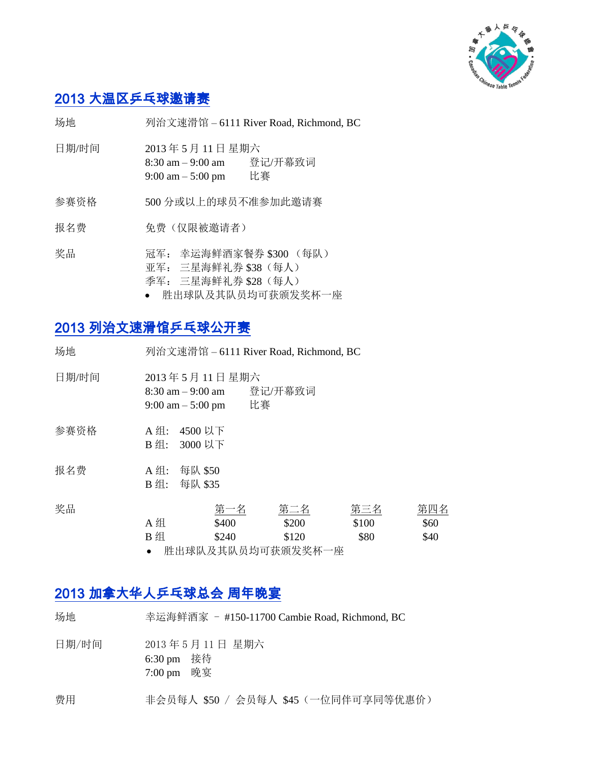## 2013 大温区乒乓球邀请赛

场地　　列治文速滑馆 – 6111 River Road, Richmond, BC

日期/时间　　2013 年 5 月 11 日 星期六
8:30 am – 9:00 am　　登记/开幕致词
9:00 am – 5:00 pm　　比赛

参赛资格　　500 分或以上的球员不准参加此邀请赛

报名费　　免费（仅限被邀请者）

奖品　　冠军：幸运海鲜酒家餐劵 $300 （每队）
亚军：三星海鲜礼劵 $38（每人）
季军：三星海鲜礼劵 $28（每人）

- 胜出球队及其队员均可获颁发奖杯一座

## 2013 列治文速滑馆乒乓球公开赛

场地　　列治文速滑馆 – 6111 River Road, Richmond, BC

日期/时间　　2013 年 5 月 11 日 星期六
8:30 am – 9:00 am　　登记/开幕致词
9:00 am – 5:00 pm　　比赛

参赛资格　　A 组:　4500 以下
B 组:　3000 以下

报名费　　A 组:　每队 $50
B 组:　每队 $35

奖品

| | 第一名 | 第二名 | 第三名 | 第四名 |
|---|---|---|---|---|
| A 组 | $400 | $200 | $100 | $60 |
| B 组 | $240 | $120 | $80 | $40 |

- 胜出球队及其队员均可获颁发奖杯一座

## 2013 加拿大华人乒乓球总会 周年晚宴

场地　　幸运海鲜酒家 – #150-11700 Cambie Road, Richmond, BC

日期/时间　　2013 年 5 月 11 日 星期六
6:30 pm　接待
7:00 pm　晚宴

费用　　非会员每人 $50 / 会员每人 $45（一位同伴可享同等优惠价）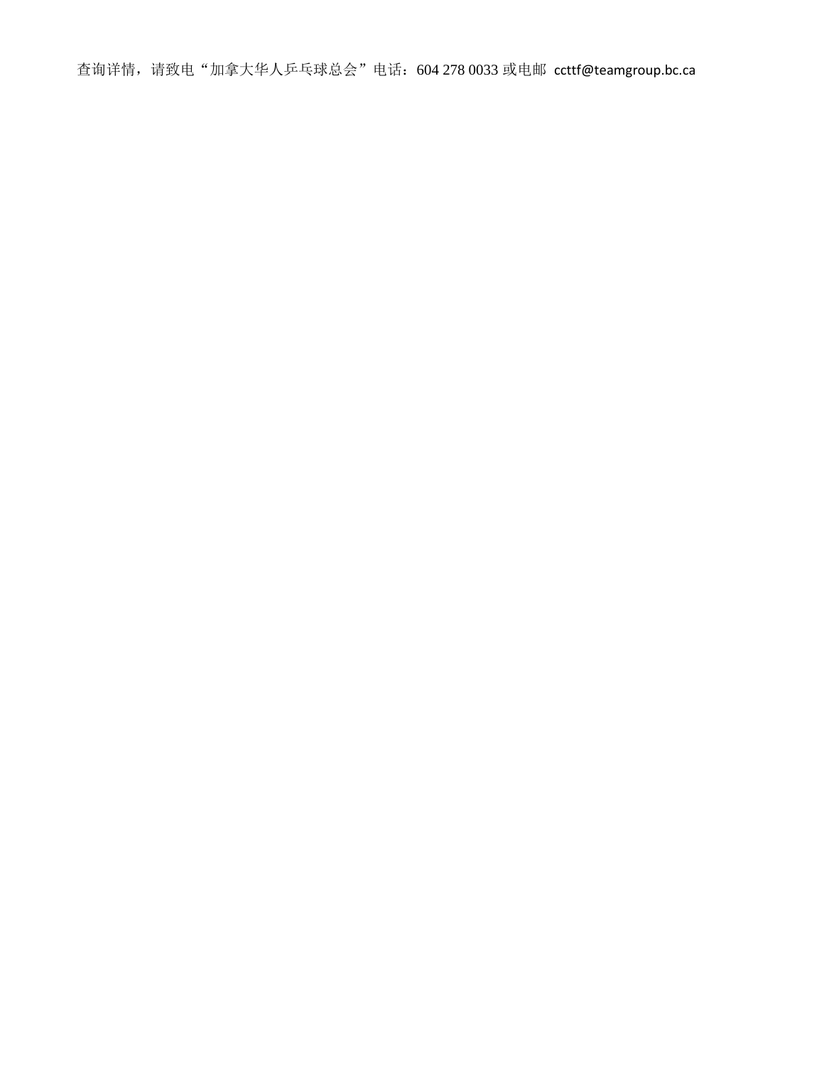查询详情，请致电“加拿大华人乒乓球总会”电话：604 278 0033 或电邮 ccttf@teamgroup.bc.ca